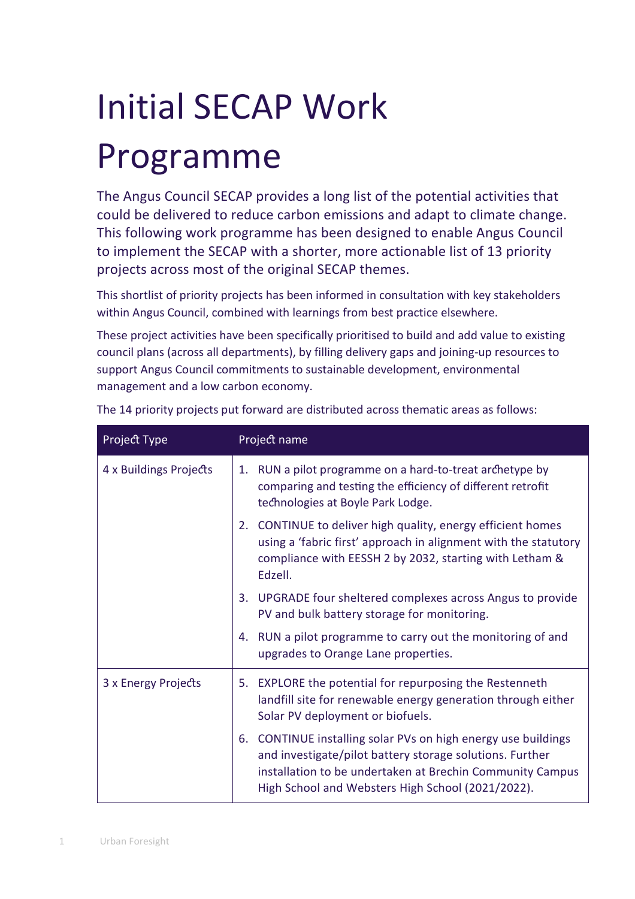# Initial SECAP Work Programme

The Angus Council SECAP provides a long list of the potential activities that could be delivered to reduce carbon emissions and adapt to climate change. This following work programme has been designed to enable Angus Council to implement the SECAP with a shorter, more actionable list of 13 priority projects across most of the original SECAP themes.

This shortlist of priority projects has been informed in consultation with key stakeholders within Angus Council, combined with learnings from best practice elsewhere.

These project activities have been specifically prioritised to build and add value to existing council plans (across all departments), by filling delivery gaps and joining-up resources to support Angus Council commitments to sustainable development, environmental management and a low carbon economy.

The 14 priority projects put forward are distributed across thematic areas as follows:

| Project Type | Project name |
|---|---|
| 4 x Buildings Projects | 1. RUN a pilot programme on a hard-to-treat archetype by comparing and testing the efficiency of different retrofit technologies at Boyle Park Lodge. |
| | 2. CONTINUE to deliver high quality, energy efficient homes using a 'fabric first' approach in alignment with the statutory compliance with EESSH 2 by 2032, starting with Letham & Edzell. |
| | 3. UPGRADE four sheltered complexes across Angus to provide PV and bulk battery storage for monitoring. |
| | 4. RUN a pilot programme to carry out the monitoring of and upgrades to Orange Lane properties. |
| 3 x Energy Projects | 5. EXPLORE the potential for repurposing the Restenneth landfill site for renewable energy generation through either Solar PV deployment or biofuels. |
| | 6. CONTINUE installing solar PVs on high energy use buildings and investigate/pilot battery storage solutions. Further installation to be undertaken at Brechin Community Campus High School and Websters High School (2021/2022). |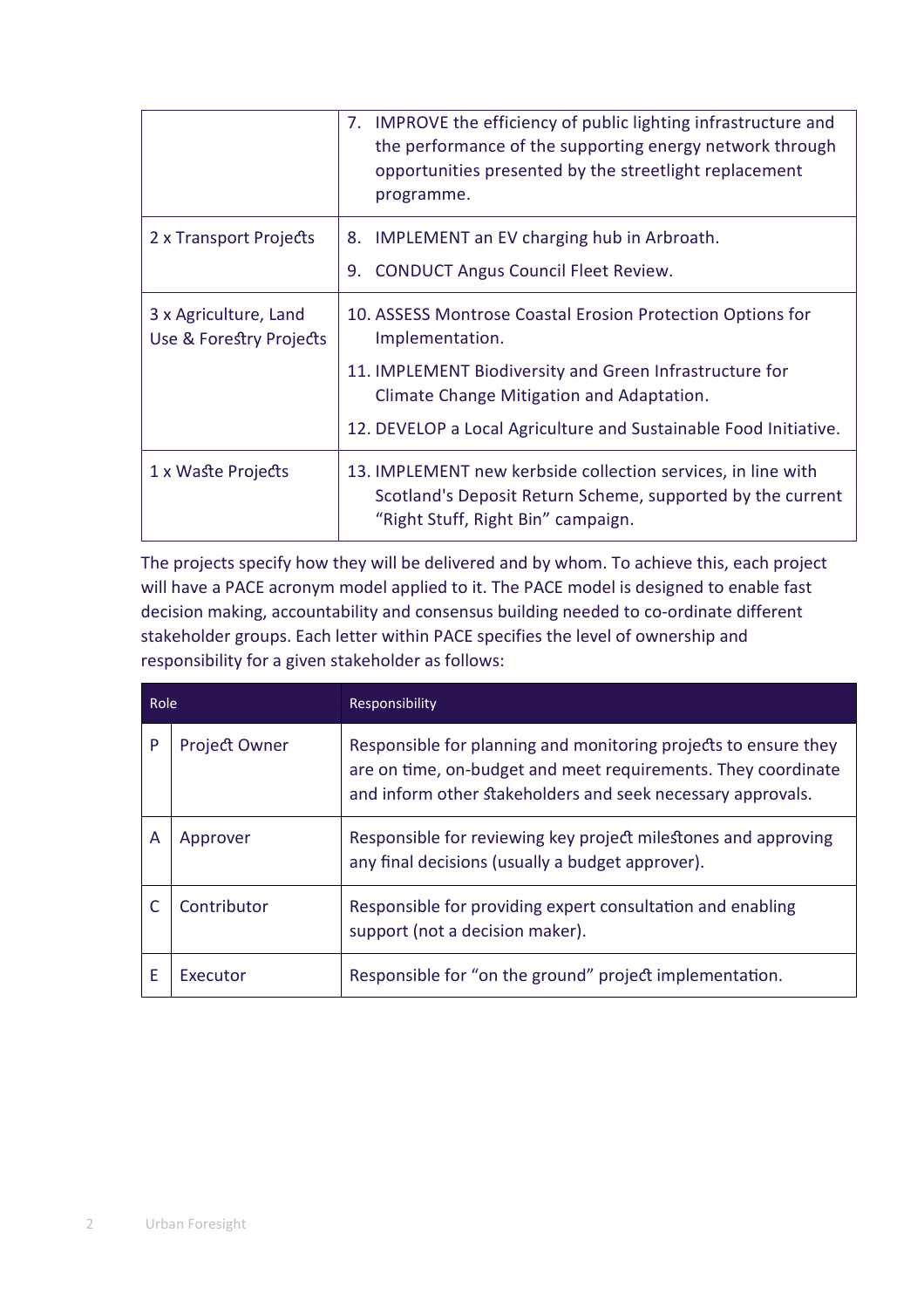| | |
|---|---|
| | 7. IMPROVE the efficiency of public lighting infrastructure and the performance of the supporting energy network through opportunities presented by the streetlight replacement programme. |
| 2 x Transport Projects | 8. IMPLEMENT an EV charging hub in Arbroath.<br>9. CONDUCT Angus Council Fleet Review. |
| 3 x Agriculture, Land Use & Forestry Projects | 10. ASSESS Montrose Coastal Erosion Protection Options for Implementation.<br>11. IMPLEMENT Biodiversity and Green Infrastructure for Climate Change Mitigation and Adaptation.<br>12. DEVELOP a Local Agriculture and Sustainable Food Initiative. |
| 1 x Waste Projects | 13. IMPLEMENT new kerbside collection services, in line with Scotland's Deposit Return Scheme, supported by the current "Right Stuff, Right Bin" campaign. |

The projects specify how they will be delivered and by whom. To achieve this, each project will have a PACE acronym model applied to it. The PACE model is designed to enable fast decision making, accountability and consensus building needed to co-ordinate different stakeholder groups. Each letter within PACE specifies the level of ownership and responsibility for a given stakeholder as follows:

| Role | | Responsibility |
|---|---|---|
| P | Project Owner | Responsible for planning and monitoring projects to ensure they are on time, on-budget and meet requirements. They coordinate and inform other stakeholders and seek necessary approvals. |
| A | Approver | Responsible for reviewing key project milestones and approving any final decisions (usually a budget approver). |
| C | Contributor | Responsible for providing expert consultation and enabling support (not a decision maker). |
| E | Executor | Responsible for "on the ground" project implementation. |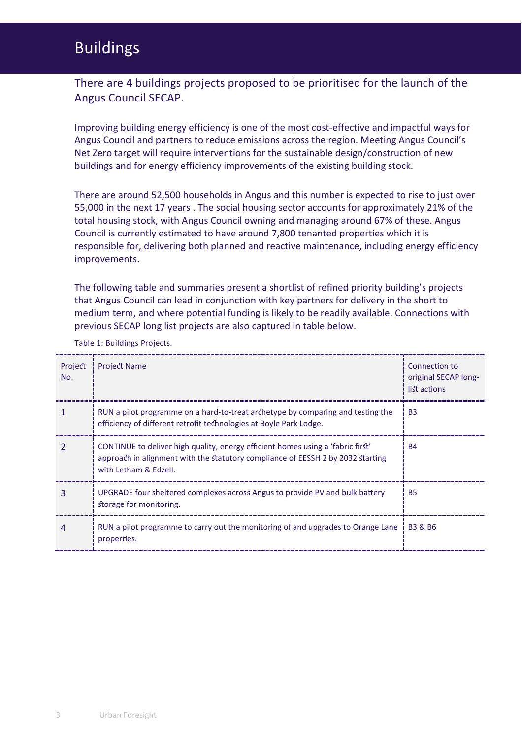# Buildings

There are 4 buildings projects proposed to be prioritised for the launch of the Angus Council SECAP.

Improving building energy efficiency is one of the most cost-effective and impactful ways for Angus Council and partners to reduce emissions across the region. Meeting Angus Council's Net Zero target will require interventions for the sustainable design/construction of new buildings and for energy efficiency improvements of the existing building stock.

There are around 52,500 households in Angus and this number is expected to rise to just over 55,000 in the next 17 years . The social housing sector accounts for approximately 21% of the total housing stock, with Angus Council owning and managing around 67% of these. Angus Council is currently estimated to have around 7,800 tenanted properties which it is responsible for, delivering both planned and reactive maintenance, including energy efficiency improvements.

The following table and summaries present a shortlist of refined priority building's projects that Angus Council can lead in conjunction with key partners for delivery in the short to medium term, and where potential funding is likely to be readily available. Connections with previous SECAP long list projects are also captured in table below.

Table 1: Buildings Projects.

| Project No. | Project Name | Connection to original SECAP long-list actions |
|---|---|---|
| 1 | RUN a pilot programme on a hard-to-treat archetype by comparing and testing the efficiency of different retrofit technologies at Boyle Park Lodge. | B3 |
| 2 | CONTINUE to deliver high quality, energy efficient homes using a 'fabric first' approach in alignment with the statutory compliance of EESSH 2 by 2032 starting with Letham & Edzell. | B4 |
| 3 | UPGRADE four sheltered complexes across Angus to provide PV and bulk battery storage for monitoring. | B5 |
| 4 | RUN a pilot programme to carry out the monitoring of and upgrades to Orange Lane properties. | B3 & B6 |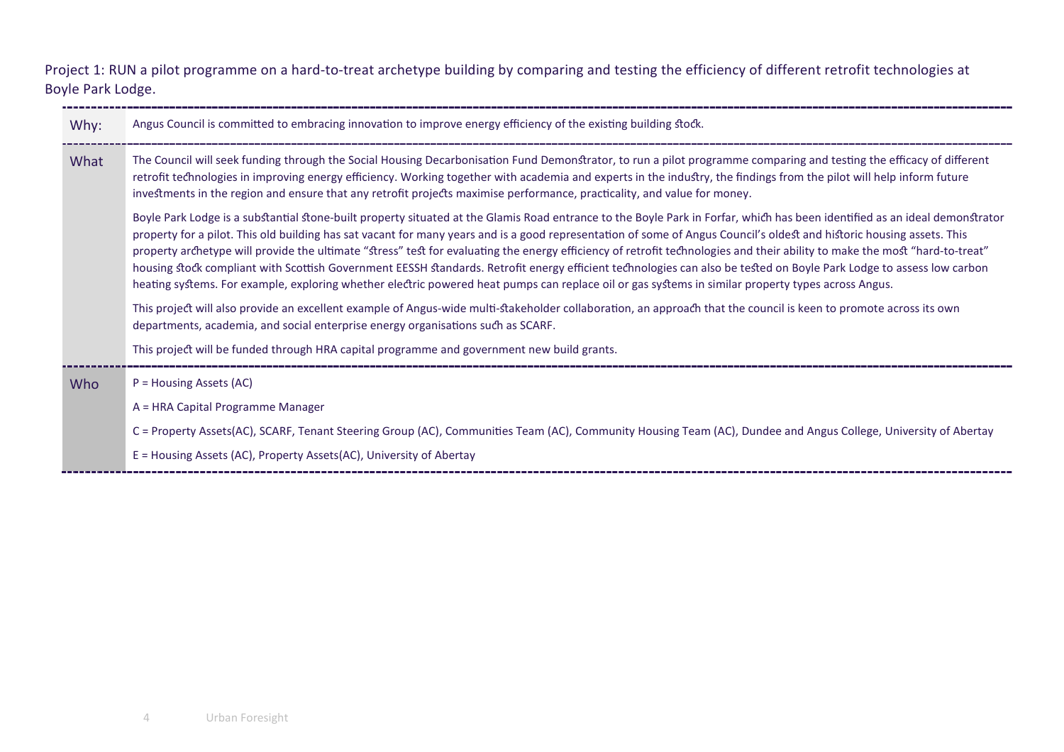Project 1: RUN a pilot programme on a hard-to-treat archetype building by comparing and testing the efficiency of different retrofit technologies at Boyle Park Lodge.

| | |
|---|---|
| Why: | Angus Council is committed to embracing innovation to improve energy efficiency of the existing building stock. |
| What | The Council will seek funding through the Social Housing Decarbonisation Fund Demonstrator, to run a pilot programme comparing and testing the efficacy of different retrofit technologies in improving energy efficiency. Working together with academia and experts in the industry, the findings from the pilot will help inform future investments in the region and ensure that any retrofit projects maximise performance, practicality, and value for money.<br><br>Boyle Park Lodge is a substantial stone-built property situated at the Glamis Road entrance to the Boyle Park in Forfar, which has been identified as an ideal demonstrator property for a pilot. This old building has sat vacant for many years and is a good representation of some of Angus Council's oldest and historic housing assets. This property archetype will provide the ultimate "stress" test for evaluating the energy efficiency of retrofit technologies and their ability to make the most "hard-to-treat" housing stock compliant with Scottish Government EESSH standards. Retrofit energy efficient technologies can also be tested on Boyle Park Lodge to assess low carbon heating systems. For example, exploring whether electric powered heat pumps can replace oil or gas systems in similar property types across Angus.<br><br>This project will also provide an excellent example of Angus-wide multi-stakeholder collaboration, an approach that the council is keen to promote across its own departments, academia, and social enterprise energy organisations such as SCARF.<br><br>This project will be funded through HRA capital programme and government new build grants. |
| Who | P = Housing Assets (AC)<br><br>A = HRA Capital Programme Manager<br><br>C = Property Assets(AC), SCARF, Tenant Steering Group (AC), Communities Team (AC), Community Housing Team (AC), Dundee and Angus College, University of Abertay<br><br>E = Housing Assets (AC), Property Assets(AC), University of Abertay |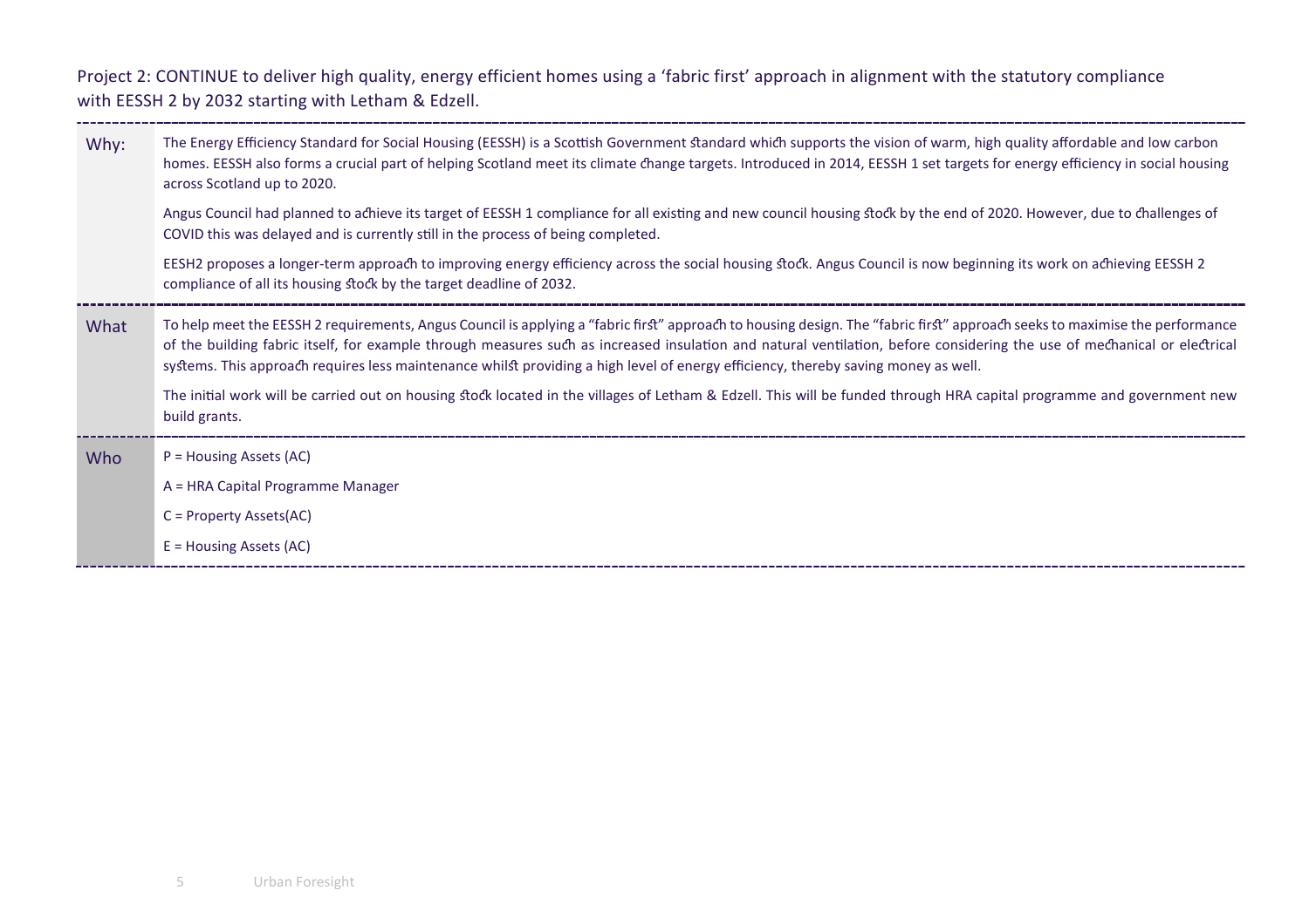Project 2: CONTINUE to deliver high quality, energy efficient homes using a 'fabric first' approach in alignment with the statutory compliance with EESSH 2 by 2032 starting with Letham & Edzell.

| | |
|---|---|
| Why: | The Energy Efficiency Standard for Social Housing (EESSH) is a Scottish Government standard which supports the vision of warm, high quality affordable and low carbon homes. EESSH also forms a crucial part of helping Scotland meet its climate change targets. Introduced in 2014, EESSH 1 set targets for energy efficiency in social housing across Scotland up to 2020.<br><br>Angus Council had planned to achieve its target of EESSH 1 compliance for all existing and new council housing stock by the end of 2020. However, due to challenges of COVID this was delayed and is currently still in the process of being completed.<br><br>EESH2 proposes a longer-term approach to improving energy efficiency across the social housing stock. Angus Council is now beginning its work on achieving EESSH 2 compliance of all its housing stock by the target deadline of 2032. |
| What | To help meet the EESSH 2 requirements, Angus Council is applying a "fabric first" approach to housing design. The "fabric first" approach seeks to maximise the performance of the building fabric itself, for example through measures such as increased insulation and natural ventilation, before considering the use of mechanical or electrical systems. This approach requires less maintenance whilst providing a high level of energy efficiency, thereby saving money as well.<br><br>The initial work will be carried out on housing stock located in the villages of Letham & Edzell. This will be funded through HRA capital programme and government new build grants. |
| Who | P = Housing Assets (AC)<br><br>A = HRA Capital Programme Manager<br><br>C = Property Assets(AC)<br><br>E = Housing Assets (AC) |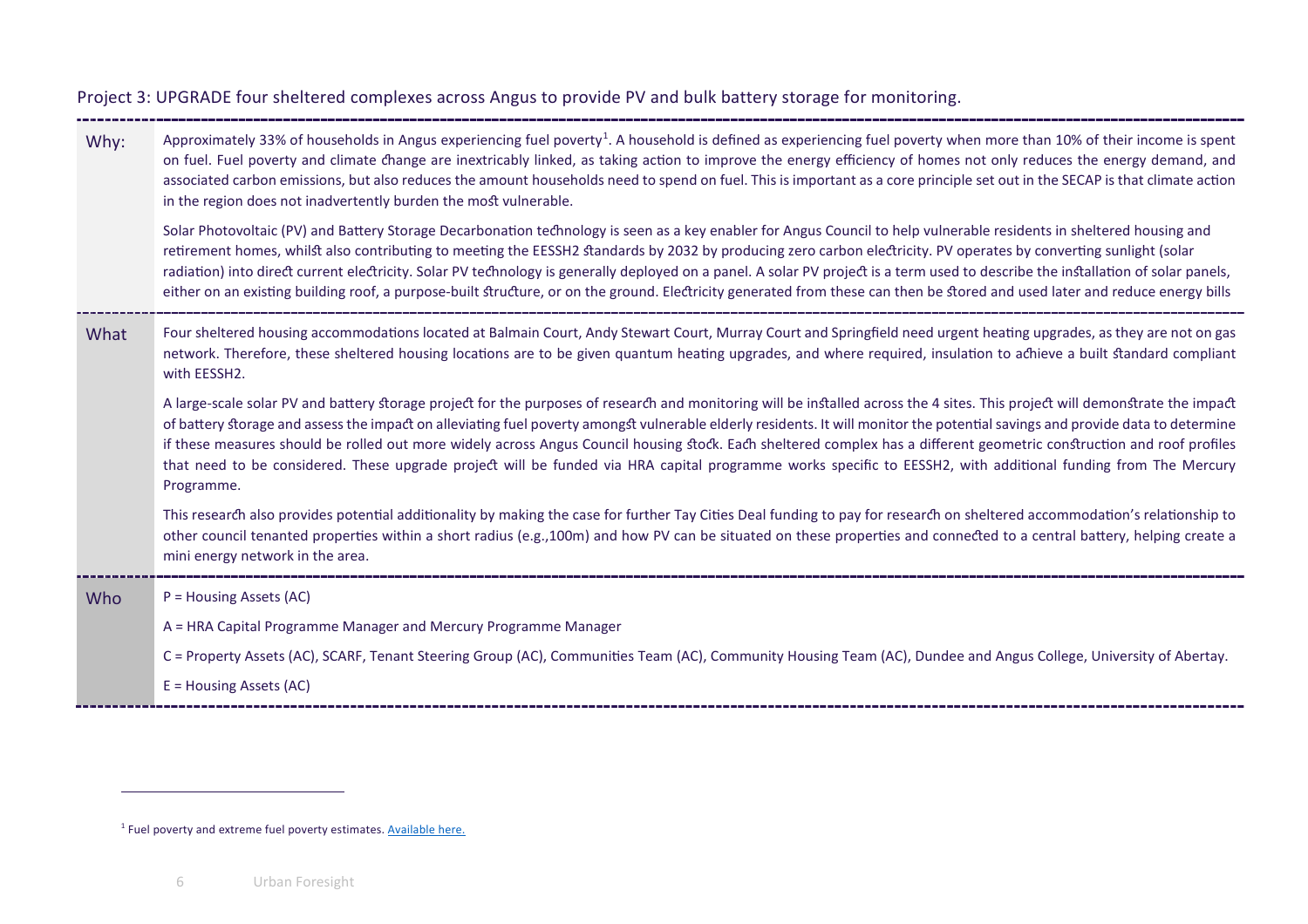## Project 3: UPGRADE four sheltered complexes across Angus to provide PV and bulk battery storage for monitoring.

| | |
|---|---|
| **Why:** | Approximately 33% of households in Angus experiencing fuel poverty[1]. A household is defined as experiencing fuel poverty when more than 10% of their income is spent on fuel. Fuel poverty and climate change are inextricably linked, as taking action to improve the energy efficiency of homes not only reduces the energy demand, and associated carbon emissions, but also reduces the amount households need to spend on fuel. This is important as a core principle set out in the SECAP is that climate action in the region does not inadvertently burden the most vulnerable.<br><br>Solar Photovoltaic (PV) and Battery Storage Decarbonation technology is seen as a key enabler for Angus Council to help vulnerable residents in sheltered housing and retirement homes, whilst also contributing to meeting the EESSH2 standards by 2032 by producing zero carbon electricity. PV operates by converting sunlight (solar radiation) into direct current electricity. Solar PV technology is generally deployed on a panel. A solar PV project is a term used to describe the installation of solar panels, either on an existing building roof, a purpose-built structure, or on the ground. Electricity generated from these can then be stored and used later and reduce energy bills |
| **What** | Four sheltered housing accommodations located at Balmain Court, Andy Stewart Court, Murray Court and Springfield need urgent heating upgrades, as they are not on gas network. Therefore, these sheltered housing locations are to be given quantum heating upgrades, and where required, insulation to achieve a built standard compliant with EESSH2.<br><br>A large-scale solar PV and battery storage project for the purposes of research and monitoring will be installed across the 4 sites. This project will demonstrate the impact of battery storage and assess the impact on alleviating fuel poverty amongst vulnerable elderly residents. It will monitor the potential savings and provide data to determine if these measures should be rolled out more widely across Angus Council housing stock. Each sheltered complex has a different geometric construction and roof profiles that need to be considered. These upgrade project will be funded via HRA capital programme works specific to EESSH2, with additional funding from The Mercury Programme.<br><br>This research also provides potential additionality by making the case for further Tay Cities Deal funding to pay for research on sheltered accommodation's relationship to other council tenanted properties within a short radius (e.g.,100m) and how PV can be situated on these properties and connected to a central battery, helping create a mini energy network in the area. |
| **Who** | P = Housing Assets (AC)<br><br>A = HRA Capital Programme Manager and Mercury Programme Manager<br><br>C = Property Assets (AC), SCARF, Tenant Steering Group (AC), Communities Team (AC), Community Housing Team (AC), Dundee and Angus College, University of Abertay.<br><br>E = Housing Assets (AC) |

[1] Fuel poverty and extreme fuel poverty estimates. Available here.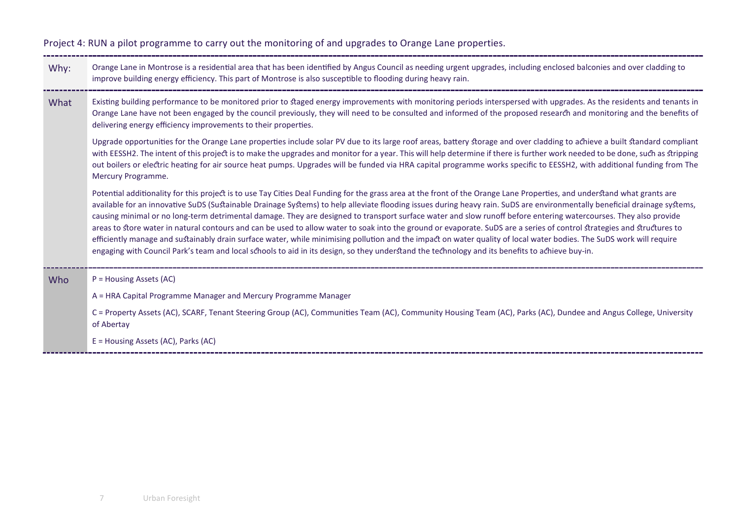## Project 4: RUN a pilot programme to carry out the monitoring of and upgrades to Orange Lane properties.

| | |
|---|---|
| Why: | Orange Lane in Montrose is a residential area that has been identified by Angus Council as needing urgent upgrades, including enclosed balconies and over cladding to improve building energy efficiency. This part of Montrose is also susceptible to flooding during heavy rain. |
| What | Existing building performance to be monitored prior to staged energy improvements with monitoring periods interspersed with upgrades. As the residents and tenants in Orange Lane have not been engaged by the council previously, they will need to be consulted and informed of the proposed research and monitoring and the benefits of delivering energy efficiency improvements to their properties.<br><br>Upgrade opportunities for the Orange Lane properties include solar PV due to its large roof areas, battery storage and over cladding to achieve a built standard compliant with EESSH2. The intent of this project is to make the upgrades and monitor for a year. This will help determine if there is further work needed to be done, such as stripping out boilers or electric heating for air source heat pumps. Upgrades will be funded via HRA capital programme works specific to EESSH2, with additional funding from The Mercury Programme.<br><br>Potential additionality for this project is to use Tay Cities Deal Funding for the grass area at the front of the Orange Lane Properties, and understand what grants are available for an innovative SuDS (Sustainable Drainage Systems) to help alleviate flooding issues during heavy rain. SuDS are environmentally beneficial drainage systems, causing minimal or no long-term detrimental damage. They are designed to transport surface water and slow runoff before entering watercourses. They also provide areas to store water in natural contours and can be used to allow water to soak into the ground or evaporate. SuDS are a series of control strategies and structures to efficiently manage and sustainably drain surface water, while minimising pollution and the impact on water quality of local water bodies. The SuDS work will require engaging with Council Park's team and local schools to aid in its design, so they understand the technology and its benefits to achieve buy-in. |
| Who | P = Housing Assets (AC)<br><br>A = HRA Capital Programme Manager and Mercury Programme Manager<br><br>C = Property Assets (AC), SCARF, Tenant Steering Group (AC), Communities Team (AC), Community Housing Team (AC), Parks (AC), Dundee and Angus College, University of Abertay<br><br>E = Housing Assets (AC), Parks (AC) |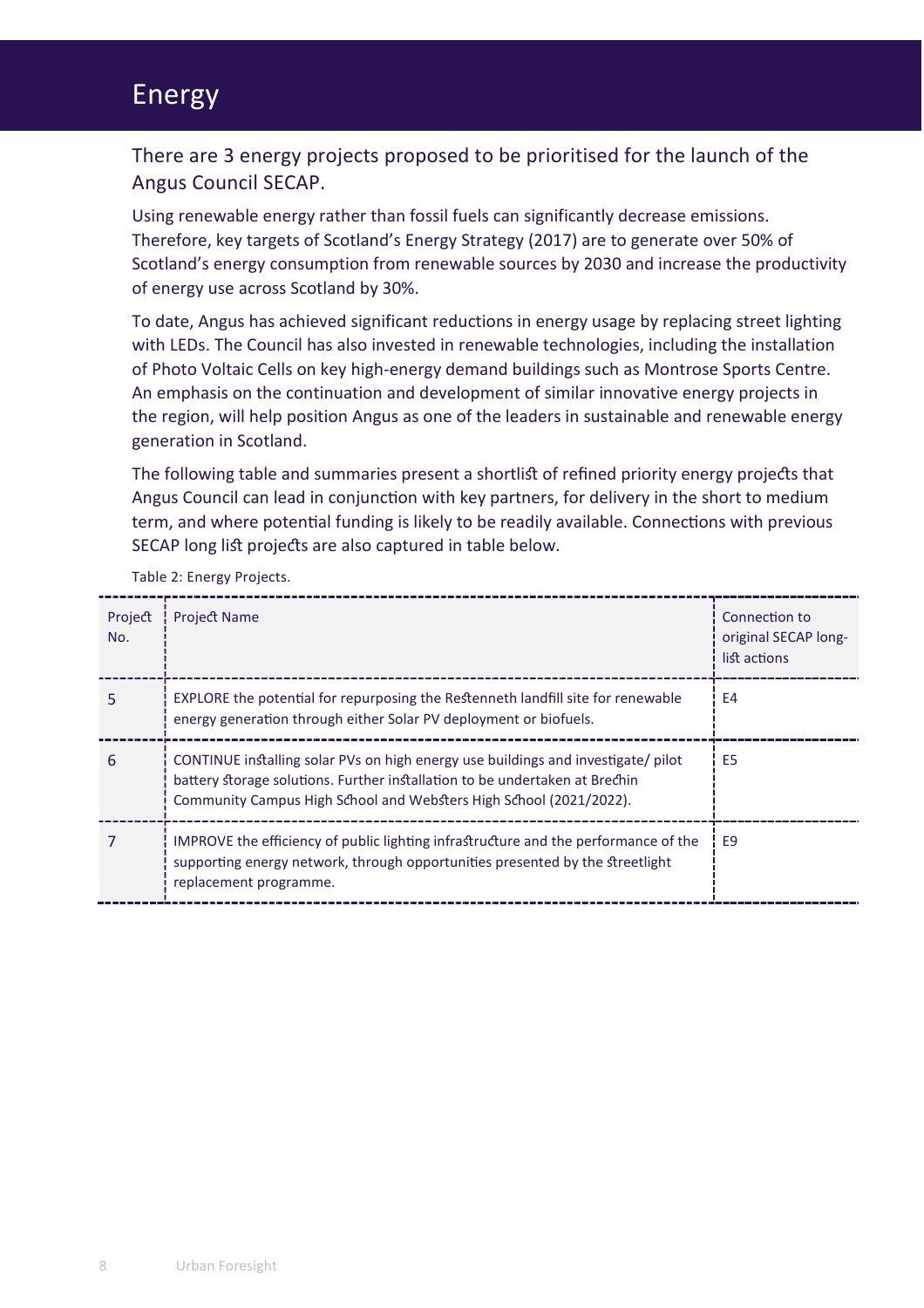# Energy

## There are 3 energy projects proposed to be prioritised for the launch of the Angus Council SECAP.

Using renewable energy rather than fossil fuels can significantly decrease emissions. Therefore, key targets of Scotland's Energy Strategy (2017) are to generate over 50% of Scotland's energy consumption from renewable sources by 2030 and increase the productivity of energy use across Scotland by 30%.

To date, Angus has achieved significant reductions in energy usage by replacing street lighting with LEDs. The Council has also invested in renewable technologies, including the installation of Photo Voltaic Cells on key high-energy demand buildings such as Montrose Sports Centre. An emphasis on the continuation and development of similar innovative energy projects in the region, will help position Angus as one of the leaders in sustainable and renewable energy generation in Scotland.

The following table and summaries present a shortlist of refined priority energy projects that Angus Council can lead in conjunction with key partners, for delivery in the short to medium term, and where potential funding is likely to be readily available. Connections with previous SECAP long list projects are also captured in table below.

Table 2: Energy Projects.

| Project No. | Project Name | Connection to original SECAP long-list actions |
|---|---|---|
| 5 | EXPLORE the potential for repurposing the Restenneth landfill site for renewable energy generation through either Solar PV deployment or biofuels. | E4 |
| 6 | CONTINUE installing solar PVs on high energy use buildings and investigate/ pilot battery storage solutions. Further installation to be undertaken at Brechin Community Campus High School and Websters High School (2021/2022). | E5 |
| 7 | IMPROVE the efficiency of public lighting infrastructure and the performance of the supporting energy network, through opportunities presented by the streetlight replacement programme. | E9 |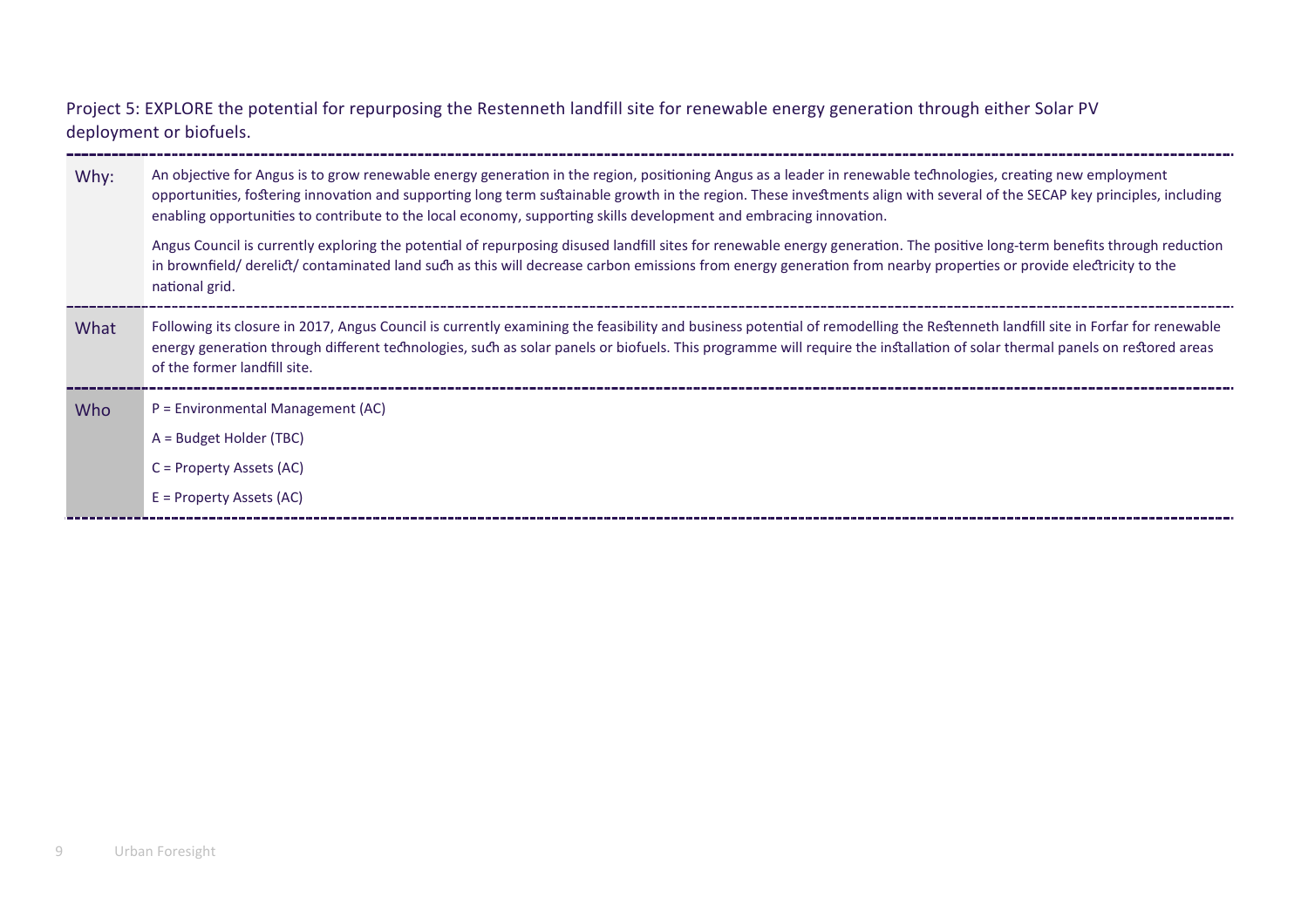Project 5: EXPLORE the potential for repurposing the Restenneth landfill site for renewable energy generation through either Solar PV deployment or biofuels.

| | |
|---|---|
| Why: | An objective for Angus is to grow renewable energy generation in the region, positioning Angus as a leader in renewable technologies, creating new employment opportunities, fostering innovation and supporting long term sustainable growth in the region. These investments align with several of the SECAP key principles, including enabling opportunities to contribute to the local economy, supporting skills development and embracing innovation.<br><br>Angus Council is currently exploring the potential of repurposing disused landfill sites for renewable energy generation. The positive long-term benefits through reduction in brownfield/ derelict/ contaminated land such as this will decrease carbon emissions from energy generation from nearby properties or provide electricity to the national grid. |
| What | Following its closure in 2017, Angus Council is currently examining the feasibility and business potential of remodelling the Restenneth landfill site in Forfar for renewable energy generation through different technologies, such as solar panels or biofuels. This programme will require the installation of solar thermal panels on restored areas of the former landfill site. |
| Who | P = Environmental Management (AC)<br><br>A = Budget Holder (TBC)<br><br>C = Property Assets (AC)<br><br>E = Property Assets (AC) |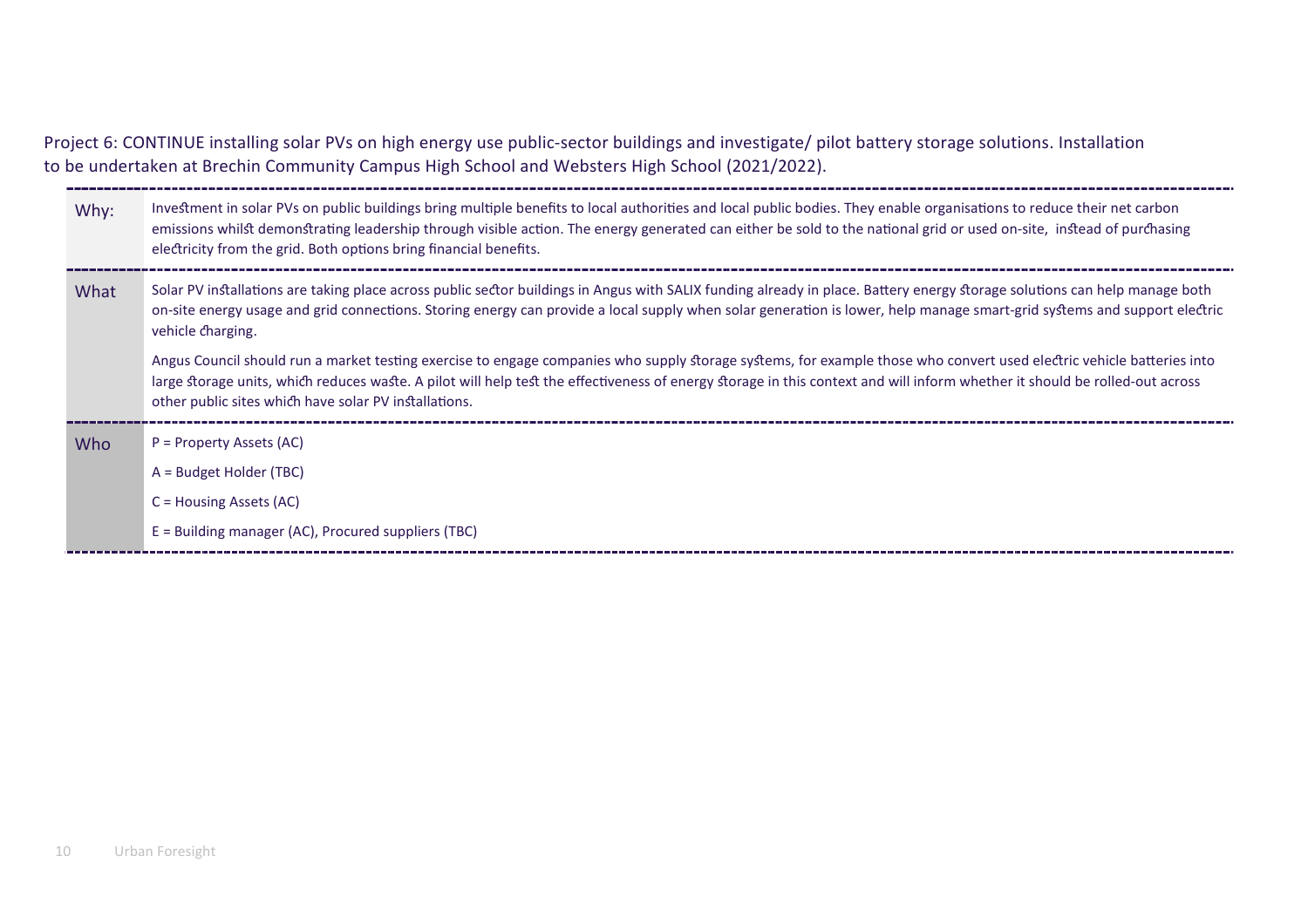Project 6: CONTINUE installing solar PVs on high energy use public-sector buildings and investigate/ pilot battery storage solutions. Installation to be undertaken at Brechin Community Campus High School and Websters High School (2021/2022).

| | |
|---|---|
| Why: | Investment in solar PVs on public buildings bring multiple benefits to local authorities and local public bodies. They enable organisations to reduce their net carbon emissions whilst demonstrating leadership through visible action. The energy generated can either be sold to the national grid or used on-site, instead of purchasing electricity from the grid. Both options bring financial benefits. |
| What | Solar PV installations are taking place across public sector buildings in Angus with SALIX funding already in place. Battery energy storage solutions can help manage both on-site energy usage and grid connections. Storing energy can provide a local supply when solar generation is lower, help manage smart-grid systems and support electric vehicle charging.<br><br>Angus Council should run a market testing exercise to engage companies who supply storage systems, for example those who convert used electric vehicle batteries into large storage units, which reduces waste. A pilot will help test the effectiveness of energy storage in this context and will inform whether it should be rolled-out across other public sites which have solar PV installations. |
| Who | P = Property Assets (AC)<br>A = Budget Holder (TBC)<br>C = Housing Assets (AC)<br>E = Building manager (AC), Procured suppliers (TBC) |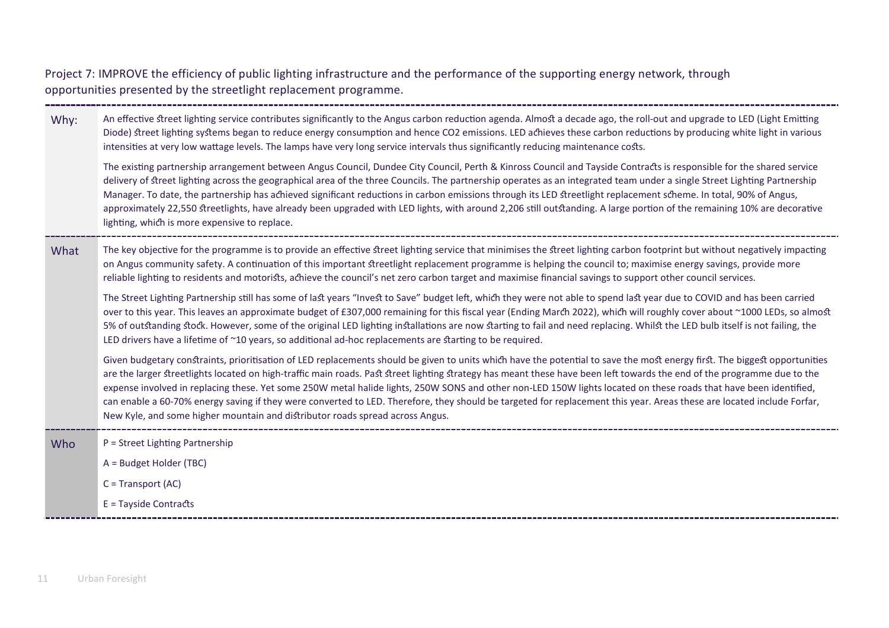## Project 7: IMPROVE the efficiency of public lighting infrastructure and the performance of the supporting energy network, through opportunities presented by the streetlight replacement programme.

**Why:**

An effective street lighting service contributes significantly to the Angus carbon reduction agenda. Almost a decade ago, the roll-out and upgrade to LED (Light Emitting Diode) street lighting systems began to reduce energy consumption and hence $CO_2$ emissions. LED achieves these carbon reductions by producing white light in various intensities at very low wattage levels. The lamps have very long service intervals thus significantly reducing maintenance costs.

The existing partnership arrangement between Angus Council, Dundee City Council, Perth & Kinross Council and Tayside Contracts is responsible for the shared service delivery of street lighting across the geographical area of the three Councils. The partnership operates as an integrated team under a single Street Lighting Partnership Manager. To date, the partnership has achieved significant reductions in carbon emissions through its LED streetlight replacement scheme. In total, 90% of Angus, approximately 22,550 streetlights, have already been upgraded with LED lights, with around 2,206 still outstanding. A large portion of the remaining 10% are decorative lighting, which is more expensive to replace.

**What**

The key objective for the programme is to provide an effective street lighting service that minimises the street lighting carbon footprint but without negatively impacting on Angus community safety. A continuation of this important streetlight replacement programme is helping the council to; maximise energy savings, provide more reliable lighting to residents and motorists, achieve the council's net zero carbon target and maximise financial savings to support other council services.

The Street Lighting Partnership still has some of last years "Invest to Save" budget left, which they were not able to spend last year due to COVID and has been carried over to this year. This leaves an approximate budget of £307,000 remaining for this fiscal year (Ending March 2022), which will roughly cover about ~1000 LEDs, so almost 5% of outstanding stock. However, some of the original LED lighting installations are now starting to fail and need replacing. Whilst the LED bulb itself is not failing, the LED drivers have a lifetime of ~10 years, so additional ad-hoc replacements are starting to be required.

Given budgetary constraints, prioritisation of LED replacements should be given to units which have the potential to save the most energy first. The biggest opportunities are the larger streetlights located on high-traffic main roads. Past street lighting strategy has meant these have been left towards the end of the programme due to the expense involved in replacing these. Yet some 250W metal halide lights, 250W SONS and other non-LED 150W lights located on these roads that have been identified, can enable a 60-70% energy saving if they were converted to LED. Therefore, they should be targeted for replacement this year. Areas these are located include Forfar, New Kyle, and some higher mountain and distributor roads spread across Angus.

**Who**

P = Street Lighting Partnership

A = Budget Holder (TBC)

C = Transport (AC)

E = Tayside Contracts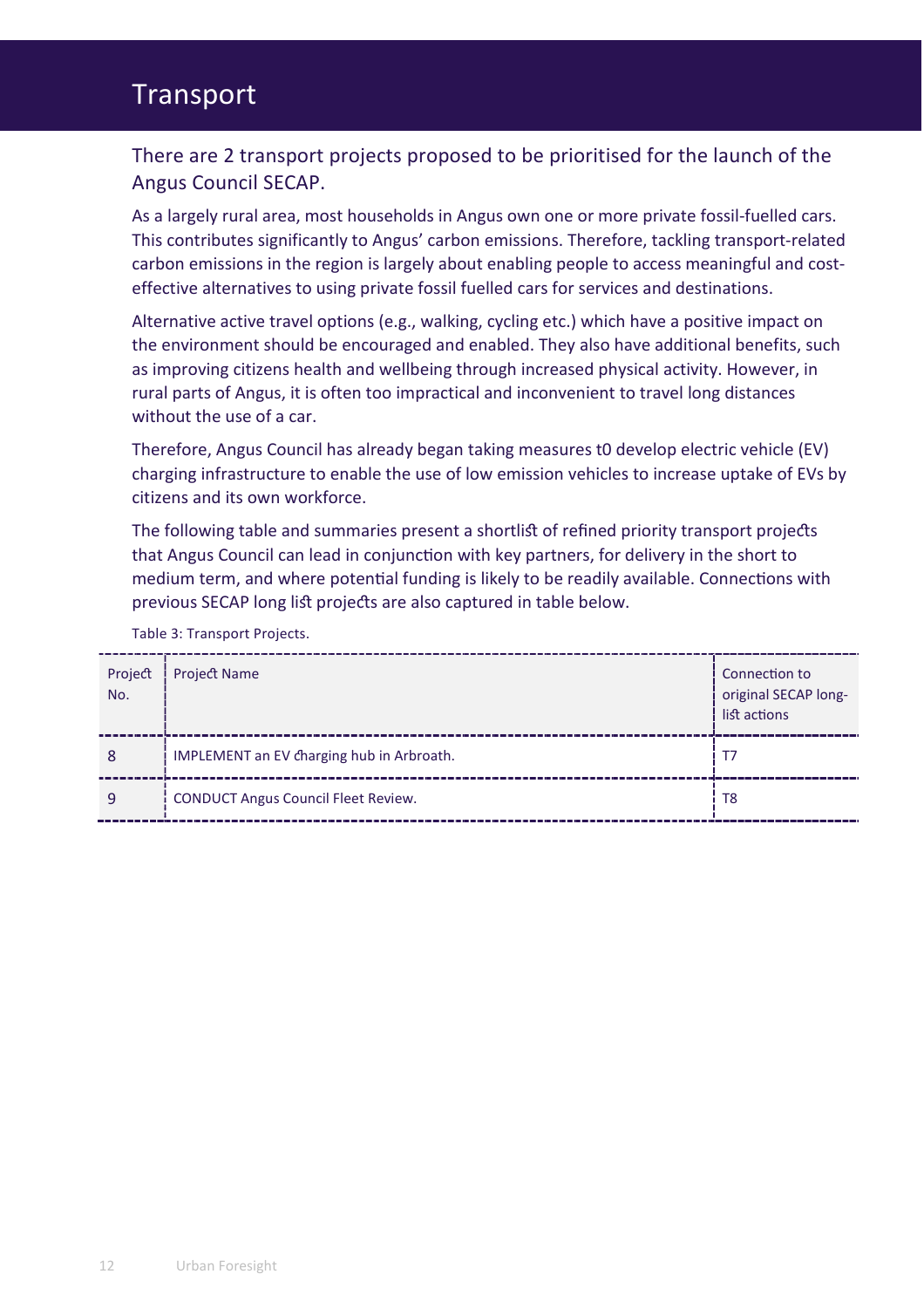# Transport

## There are 2 transport projects proposed to be prioritised for the launch of the Angus Council SECAP.

As a largely rural area, most households in Angus own one or more private fossil-fuelled cars. This contributes significantly to Angus' carbon emissions. Therefore, tackling transport-related carbon emissions in the region is largely about enabling people to access meaningful and cost-effective alternatives to using private fossil fuelled cars for services and destinations.

Alternative active travel options (e.g., walking, cycling etc.) which have a positive impact on the environment should be encouraged and enabled. They also have additional benefits, such as improving citizens health and wellbeing through increased physical activity. However, in rural parts of Angus, it is often too impractical and inconvenient to travel long distances without the use of a car.

Therefore, Angus Council has already began taking measures t0 develop electric vehicle (EV) charging infrastructure to enable the use of low emission vehicles to increase uptake of EVs by citizens and its own workforce.

The following table and summaries present a shortlist of refined priority transport projects that Angus Council can lead in conjunction with key partners, for delivery in the short to medium term, and where potential funding is likely to be readily available. Connections with previous SECAP long list projects are also captured in table below.

Table 3: Transport Projects.

| Project No. | Project Name | Connection to original SECAP long-list actions |
|---|---|---|
| 8 | IMPLEMENT an EV charging hub in Arbroath. | T7 |
| 9 | CONDUCT Angus Council Fleet Review. | T8 |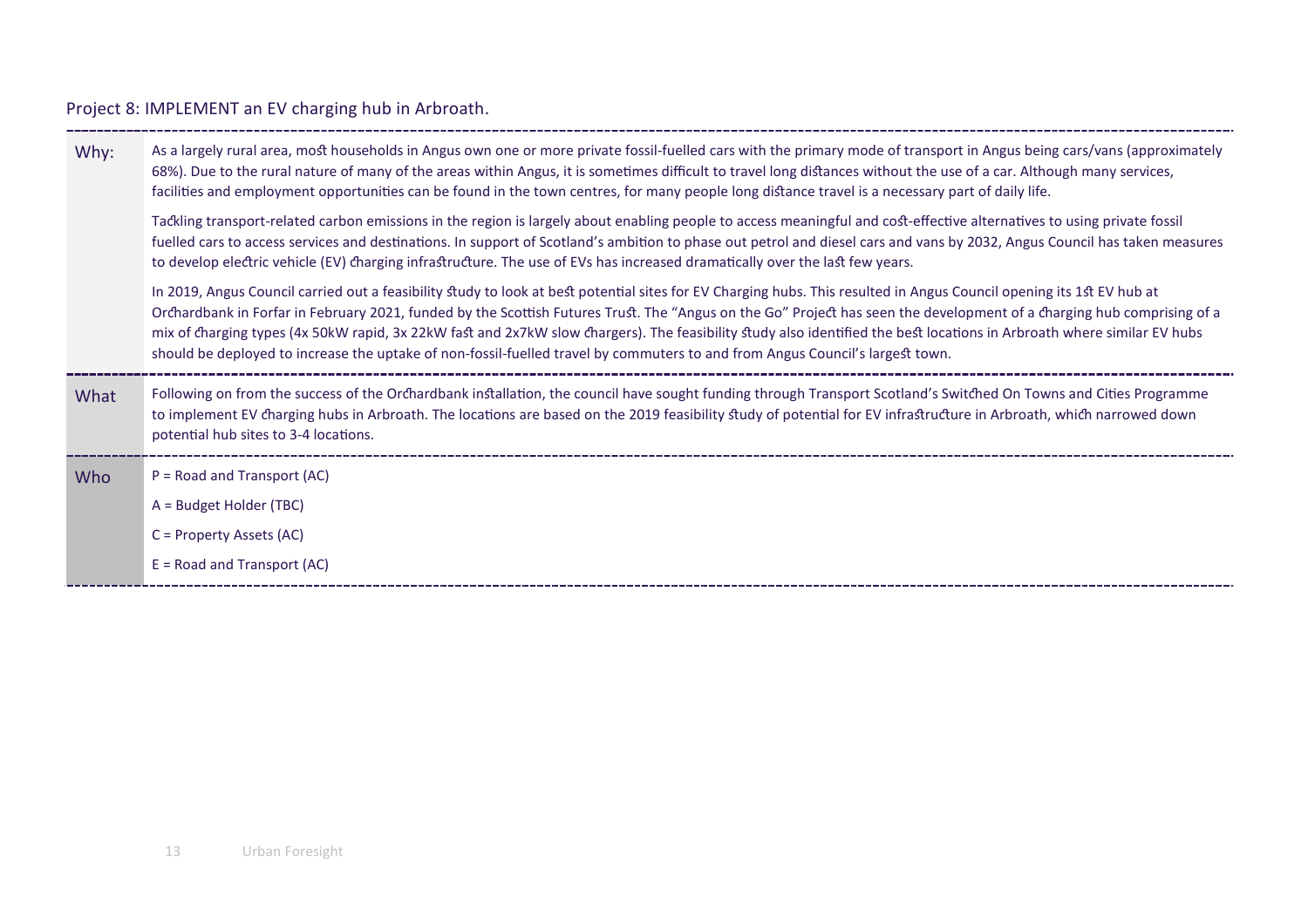## Project 8: IMPLEMENT an EV charging hub in Arbroath.

| | |
|---|---|
| Why: | As a largely rural area, most households in Angus own one or more private fossil-fuelled cars with the primary mode of transport in Angus being cars/vans (approximately 68%). Due to the rural nature of many of the areas within Angus, it is sometimes difficult to travel long distances without the use of a car. Although many services, facilities and employment opportunities can be found in the town centres, for many people long distance travel is a necessary part of daily life.<br><br>Tackling transport-related carbon emissions in the region is largely about enabling people to access meaningful and cost-effective alternatives to using private fossil fuelled cars to access services and destinations. In support of Scotland's ambition to phase out petrol and diesel cars and vans by 2032, Angus Council has taken measures to develop electric vehicle (EV) charging infrastructure. The use of EVs has increased dramatically over the last few years.<br><br>In 2019, Angus Council carried out a feasibility study to look at best potential sites for EV Charging hubs. This resulted in Angus Council opening its 1st EV hub at Orchardbank in Forfar in February 2021, funded by the Scottish Futures Trust. The "Angus on the Go" Project has seen the development of a charging hub comprising of a mix of charging types (4x 50kW rapid, 3x 22kW fast and 2x7kW slow chargers). The feasibility study also identified the best locations in Arbroath where similar EV hubs should be deployed to increase the uptake of non-fossil-fuelled travel by commuters to and from Angus Council's largest town. |
| What | Following on from the success of the Orchardbank installation, the council have sought funding through Transport Scotland's Switched On Towns and Cities Programme to implement EV charging hubs in Arbroath. The locations are based on the 2019 feasibility study of potential for EV infrastructure in Arbroath, which narrowed down potential hub sites to 3-4 locations. |
| Who | P = Road and Transport (AC)<br>A = Budget Holder (TBC)<br>C = Property Assets (AC)<br>E = Road and Transport (AC) |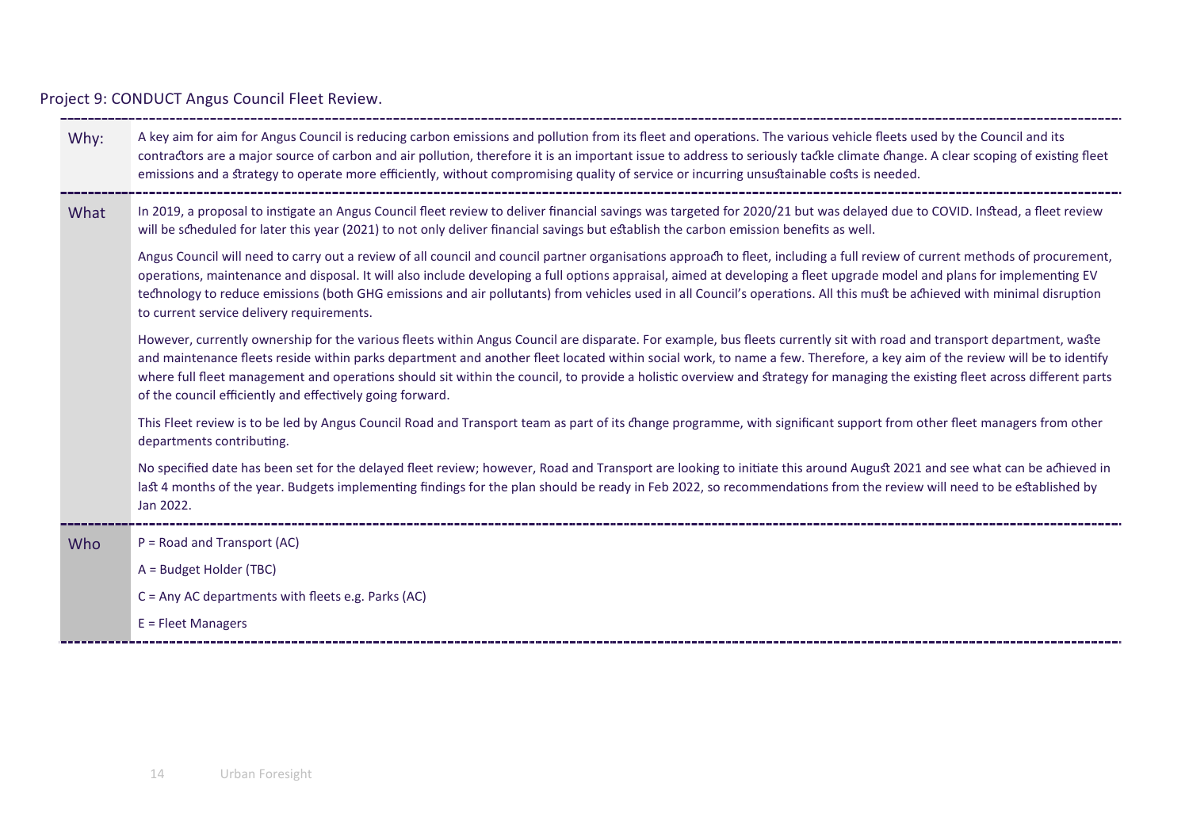## Project 9: CONDUCT Angus Council Fleet Review.

| | |
|---|---|
| Why: | A key aim for aim for Angus Council is reducing carbon emissions and pollution from its fleet and operations. The various vehicle fleets used by the Council and its contractors are a major source of carbon and air pollution, therefore it is an important issue to address to seriously tackle climate change. A clear scoping of existing fleet emissions and a strategy to operate more efficiently, without compromising quality of service or incurring unsustainable costs is needed. |
| What | In 2019, a proposal to instigate an Angus Council fleet review to deliver financial savings was targeted for 2020/21 but was delayed due to COVID. Instead, a fleet review will be scheduled for later this year (2021) to not only deliver financial savings but establish the carbon emission benefits as well.<br><br>Angus Council will need to carry out a review of all council and council partner organisations approach to fleet, including a full review of current methods of procurement, operations, maintenance and disposal. It will also include developing a full options appraisal, aimed at developing a fleet upgrade model and plans for implementing EV technology to reduce emissions (both GHG emissions and air pollutants) from vehicles used in all Council's operations. All this must be achieved with minimal disruption to current service delivery requirements.<br><br>However, currently ownership for the various fleets within Angus Council are disparate. For example, bus fleets currently sit with road and transport department, waste and maintenance fleets reside within parks department and another fleet located within social work, to name a few. Therefore, a key aim of the review will be to identify where full fleet management and operations should sit within the council, to provide a holistic overview and strategy for managing the existing fleet across different parts of the council efficiently and effectively going forward.<br><br>This Fleet review is to be led by Angus Council Road and Transport team as part of its change programme, with significant support from other fleet managers from other departments contributing.<br><br>No specified date has been set for the delayed fleet review; however, Road and Transport are looking to initiate this around August 2021 and see what can be achieved in last 4 months of the year. Budgets implementing findings for the plan should be ready in Feb 2022, so recommendations from the review will need to be established by Jan 2022. |
| Who | P = Road and Transport (AC)<br><br>A = Budget Holder (TBC)<br><br>C = Any AC departments with fleets e.g. Parks (AC)<br><br>E = Fleet Managers |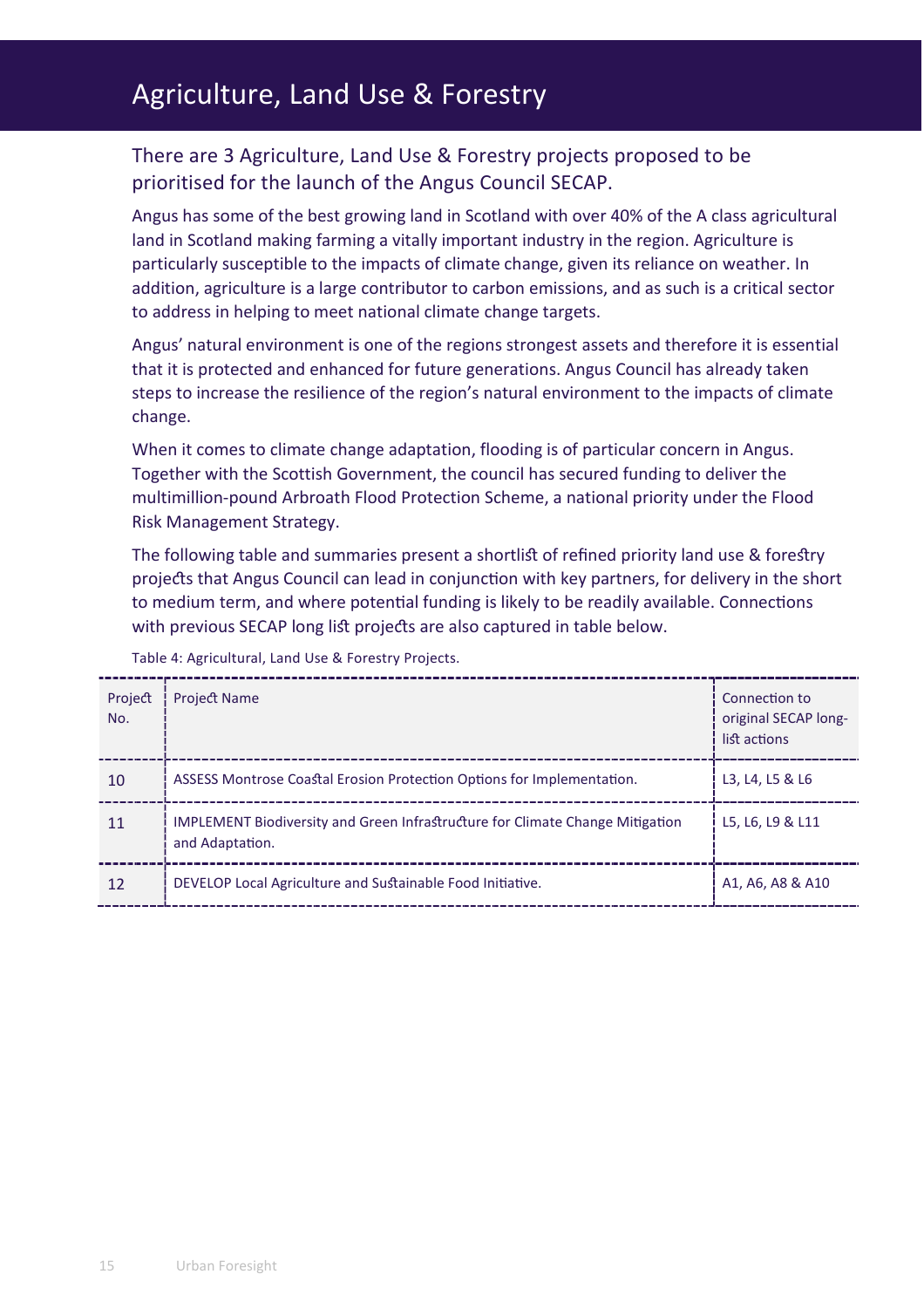# Agriculture, Land Use & Forestry

## There are 3 Agriculture, Land Use & Forestry projects proposed to be prioritised for the launch of the Angus Council SECAP.

Angus has some of the best growing land in Scotland with over 40% of the A class agricultural land in Scotland making farming a vitally important industry in the region. Agriculture is particularly susceptible to the impacts of climate change, given its reliance on weather. In addition, agriculture is a large contributor to carbon emissions, and as such is a critical sector to address in helping to meet national climate change targets.

Angus' natural environment is one of the regions strongest assets and therefore it is essential that it is protected and enhanced for future generations. Angus Council has already taken steps to increase the resilience of the region's natural environment to the impacts of climate change.

When it comes to climate change adaptation, flooding is of particular concern in Angus. Together with the Scottish Government, the council has secured funding to deliver the multimillion-pound Arbroath Flood Protection Scheme, a national priority under the Flood Risk Management Strategy.

The following table and summaries present a shortlist of refined priority land use & forestry projects that Angus Council can lead in conjunction with key partners, for delivery in the short to medium term, and where potential funding is likely to be readily available. Connections with previous SECAP long list projects are also captured in table below.

Table 4: Agricultural, Land Use & Forestry Projects.

| Project No. | Project Name | Connection to original SECAP long-list actions |
|---|---|---|
| 10 | ASSESS Montrose Coastal Erosion Protection Options for Implementation. | L3, L4, L5 & L6 |
| 11 | IMPLEMENT Biodiversity and Green Infrastructure for Climate Change Mitigation and Adaptation. | L5, L6, L9 & L11 |
| 12 | DEVELOP Local Agriculture and Sustainable Food Initiative. | A1, A6, A8 & A10 |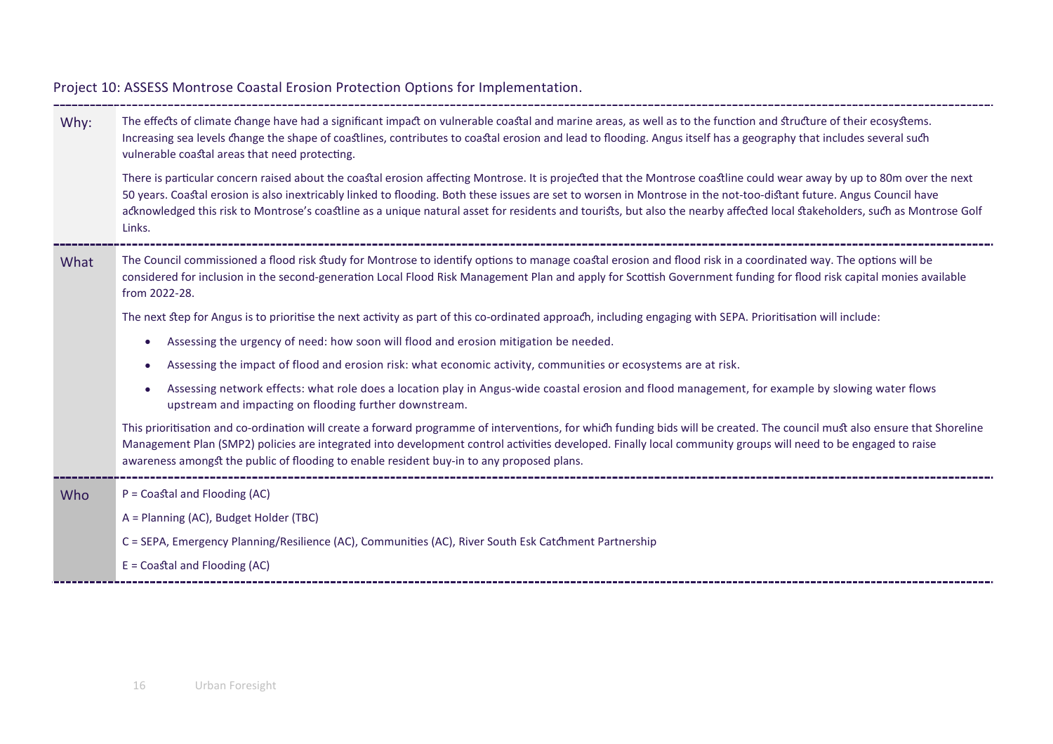Project 10: ASSESS Montrose Coastal Erosion Protection Options for Implementation.

**Why:**

The effects of climate change have had a significant impact on vulnerable coastal and marine areas, as well as to the function and structure of their ecosystems. Increasing sea levels change the shape of coastlines, contributes to coastal erosion and lead to flooding. Angus itself has a geography that includes several such vulnerable coastal areas that need protecting.

There is particular concern raised about the coastal erosion affecting Montrose. It is projected that the Montrose coastline could wear away by up to 80m over the next 50 years. Coastal erosion is also inextricably linked to flooding. Both these issues are set to worsen in Montrose in the not-too-distant future. Angus Council have acknowledged this risk to Montrose's coastline as a unique natural asset for residents and tourists, but also the nearby affected local stakeholders, such as Montrose Golf Links.

**What**

The Council commissioned a flood risk study for Montrose to identify options to manage coastal erosion and flood risk in a coordinated way. The options will be considered for inclusion in the second-generation Local Flood Risk Management Plan and apply for Scottish Government funding for flood risk capital monies available from 2022-28.

The next step for Angus is to prioritise the next activity as part of this co-ordinated approach, including engaging with SEPA. Prioritisation will include:

- Assessing the urgency of need: how soon will flood and erosion mitigation be needed.
- Assessing the impact of flood and erosion risk: what economic activity, communities or ecosystems are at risk.
- Assessing network effects: what role does a location play in Angus-wide coastal erosion and flood management, for example by slowing water flows upstream and impacting on flooding further downstream.

This prioritisation and co-ordination will create a forward programme of interventions, for which funding bids will be created. The council must also ensure that Shoreline Management Plan (SMP2) policies are integrated into development control activities developed. Finally local community groups will need to be engaged to raise awareness amongst the public of flooding to enable resident buy-in to any proposed plans.

**Who**

P = Coastal and Flooding (AC)

A = Planning (AC), Budget Holder (TBC)

C = SEPA, Emergency Planning/Resilience (AC), Communities (AC), River South Esk Catchment Partnership

E = Coastal and Flooding (AC)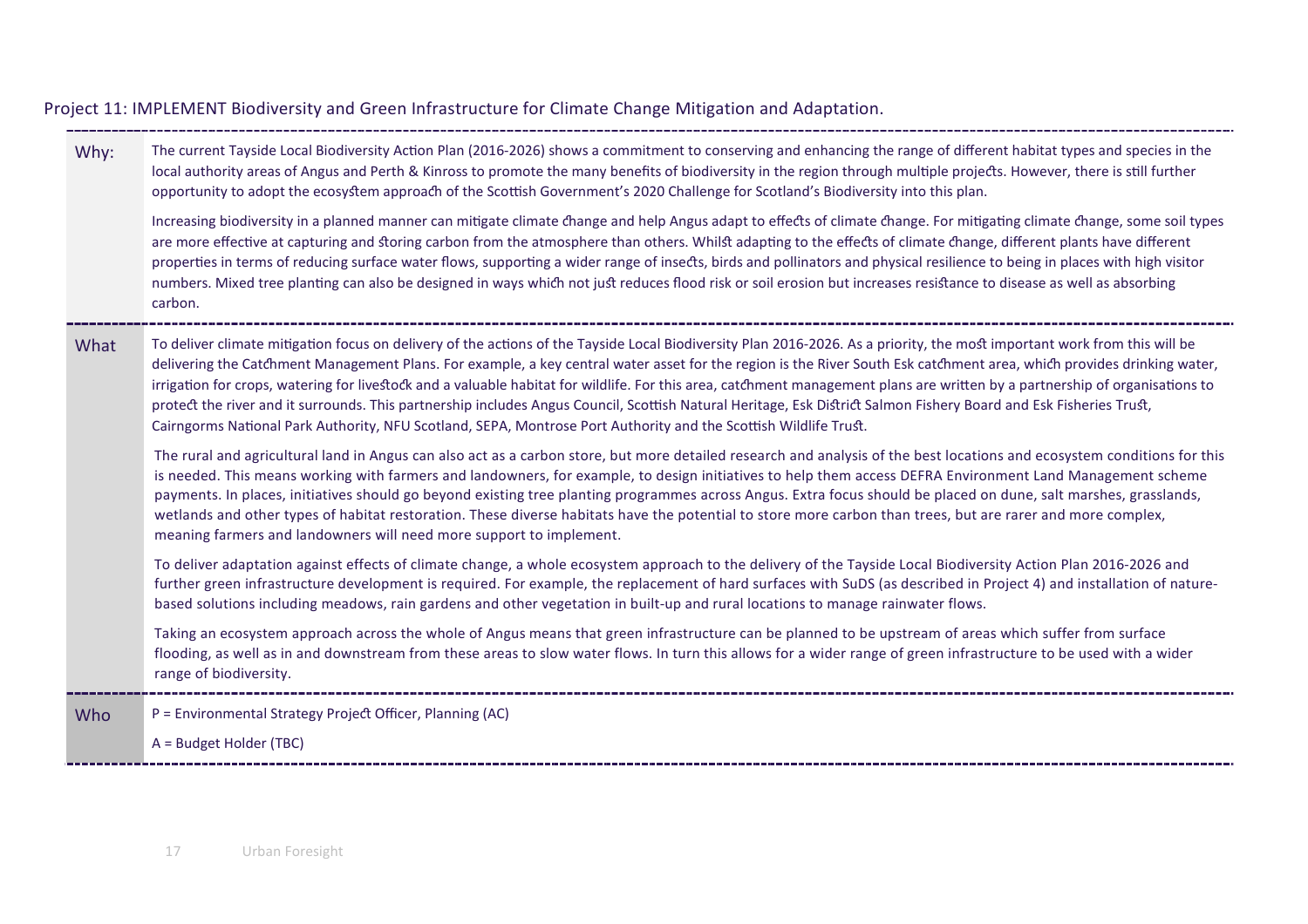## Project 11: IMPLEMENT Biodiversity and Green Infrastructure for Climate Change Mitigation and Adaptation.

| | |
|---|---|
| Why: | The current Tayside Local Biodiversity Action Plan (2016-2026) shows a commitment to conserving and enhancing the range of different habitat types and species in the local authority areas of Angus and Perth & Kinross to promote the many benefits of biodiversity in the region through multiple projects. However, there is still further opportunity to adopt the ecosystem approach of the Scottish Government's 2020 Challenge for Scotland's Biodiversity into this plan.<br><br>Increasing biodiversity in a planned manner can mitigate climate change and help Angus adapt to effects of climate change. For mitigating climate change, some soil types are more effective at capturing and storing carbon from the atmosphere than others. Whilst adapting to the effects of climate change, different plants have different properties in terms of reducing surface water flows, supporting a wider range of insects, birds and pollinators and physical resilience to being in places with high visitor numbers. Mixed tree planting can also be designed in ways which not just reduces flood risk or soil erosion but increases resistance to disease as well as absorbing carbon. |
| What | To deliver climate mitigation focus on delivery of the actions of the Tayside Local Biodiversity Plan 2016-2026. As a priority, the most important work from this will be delivering the Catchment Management Plans. For example, a key central water asset for the region is the River South Esk catchment area, which provides drinking water, irrigation for crops, watering for livestock and a valuable habitat for wildlife. For this area, catchment management plans are written by a partnership of organisations to protect the river and it surrounds. This partnership includes Angus Council, Scottish Natural Heritage, Esk District Salmon Fishery Board and Esk Fisheries Trust, Cairngorms National Park Authority, NFU Scotland, SEPA, Montrose Port Authority and the Scottish Wildlife Trust.<br><br>The rural and agricultural land in Angus can also act as a carbon store, but more detailed research and analysis of the best locations and ecosystem conditions for this is needed. This means working with farmers and landowners, for example, to design initiatives to help them access DEFRA Environment Land Management scheme payments. In places, initiatives should go beyond existing tree planting programmes across Angus. Extra focus should be placed on dune, salt marshes, grasslands, wetlands and other types of habitat restoration. These diverse habitats have the potential to store more carbon than trees, but are rarer and more complex, meaning farmers and landowners will need more support to implement.<br><br>To deliver adaptation against effects of climate change, a whole ecosystem approach to the delivery of the Tayside Local Biodiversity Action Plan 2016-2026 and further green infrastructure development is required. For example, the replacement of hard surfaces with SuDS (as described in Project 4) and installation of nature-based solutions including meadows, rain gardens and other vegetation in built-up and rural locations to manage rainwater flows.<br><br>Taking an ecosystem approach across the whole of Angus means that green infrastructure can be planned to be upstream of areas which suffer from surface flooding, as well as in and downstream from these areas to slow water flows. In turn this allows for a wider range of green infrastructure to be used with a wider range of biodiversity. |
| Who | P = Environmental Strategy Project Officer, Planning (AC)<br><br>A = Budget Holder (TBC) |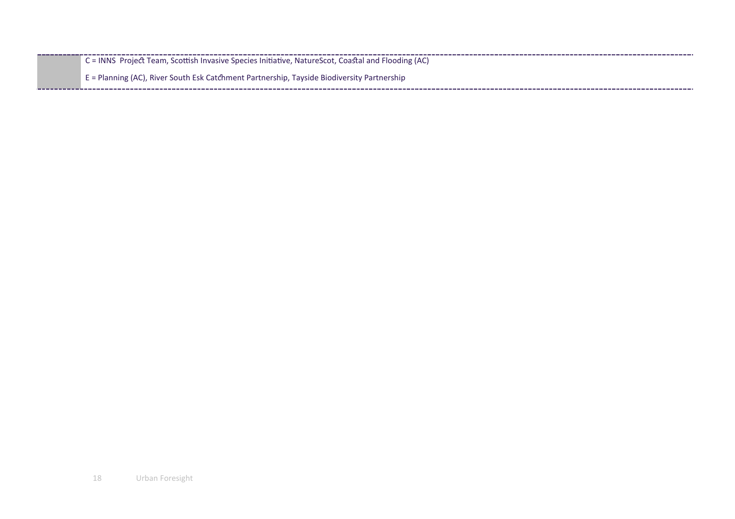| | |
|---|---|
| | C = INNS Project Team, Scottish Invasive Species Initiative, NatureScot, Coastal and Flooding (AC) |
| | E = Planning (AC), River South Esk Catchment Partnership, Tayside Biodiversity Partnership |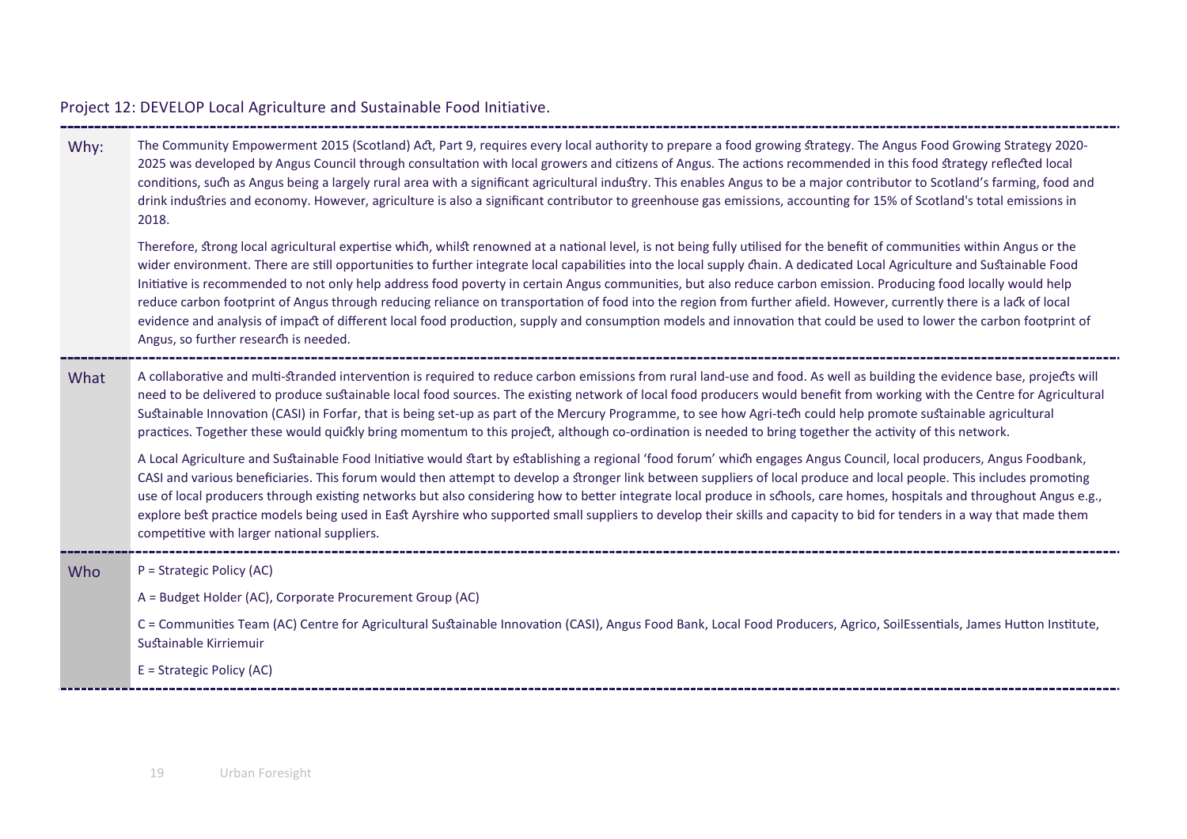## Project 12: DEVELOP Local Agriculture and Sustainable Food Initiative.

**Why:**

The Community Empowerment 2015 (Scotland) Act, Part 9, requires every local authority to prepare a food growing strategy. The Angus Food Growing Strategy 2020-2025 was developed by Angus Council through consultation with local growers and citizens of Angus. The actions recommended in this food strategy reflected local conditions, such as Angus being a largely rural area with a significant agricultural industry. This enables Angus to be a major contributor to Scotland's farming, food and drink industries and economy. However, agriculture is also a significant contributor to greenhouse gas emissions, accounting for 15% of Scotland's total emissions in 2018.

Therefore, strong local agricultural expertise which, whilst renowned at a national level, is not being fully utilised for the benefit of communities within Angus or the wider environment. There are still opportunities to further integrate local capabilities into the local supply chain. A dedicated Local Agriculture and Sustainable Food Initiative is recommended to not only help address food poverty in certain Angus communities, but also reduce carbon emission. Producing food locally would help reduce carbon footprint of Angus through reducing reliance on transportation of food into the region from further afield. However, currently there is a lack of local evidence and analysis of impact of different local food production, supply and consumption models and innovation that could be used to lower the carbon footprint of Angus, so further research is needed.

**What**

A collaborative and multi-stranded intervention is required to reduce carbon emissions from rural land-use and food. As well as building the evidence base, projects will need to be delivered to produce sustainable local food sources. The existing network of local food producers would benefit from working with the Centre for Agricultural Sustainable Innovation (CASI) in Forfar, that is being set-up as part of the Mercury Programme, to see how Agri-tech could help promote sustainable agricultural practices. Together these would quickly bring momentum to this project, although co-ordination is needed to bring together the activity of this network.

A Local Agriculture and Sustainable Food Initiative would start by establishing a regional 'food forum' which engages Angus Council, local producers, Angus Foodbank, CASI and various beneficiaries. This forum would then attempt to develop a stronger link between suppliers of local produce and local people. This includes promoting use of local producers through existing networks but also considering how to better integrate local produce in schools, care homes, hospitals and throughout Angus e.g., explore best practice models being used in East Ayrshire who supported small suppliers to develop their skills and capacity to bid for tenders in a way that made them competitive with larger national suppliers.

**Who**

P = Strategic Policy (AC)

A = Budget Holder (AC), Corporate Procurement Group (AC)

C = Communities Team (AC) Centre for Agricultural Sustainable Innovation (CASI), Angus Food Bank, Local Food Producers, Agrico, SoilEssentials, James Hutton Institute, Sustainable Kirriemuir

E = Strategic Policy (AC)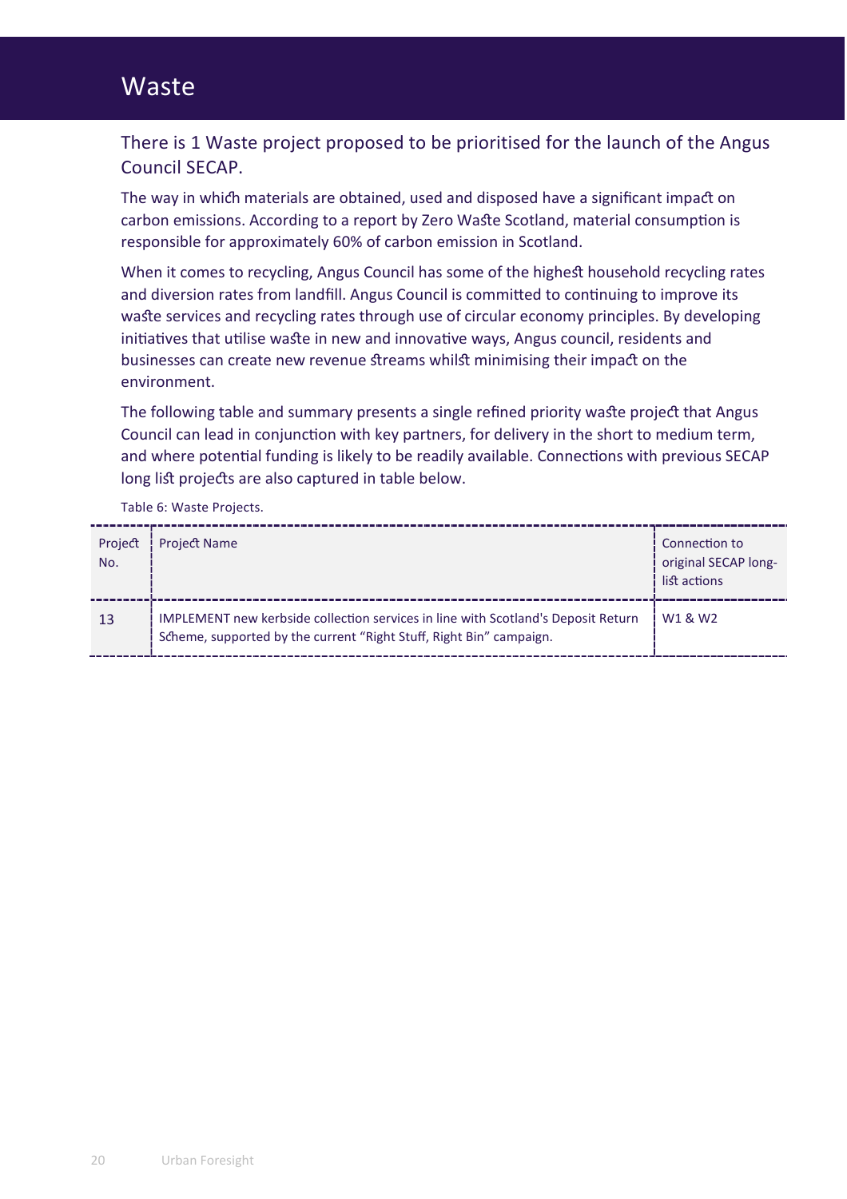# Waste

## There is 1 Waste project proposed to be prioritised for the launch of the Angus Council SECAP.

The way in which materials are obtained, used and disposed have a significant impact on carbon emissions. According to a report by Zero Waste Scotland, material consumption is responsible for approximately 60% of carbon emission in Scotland.

When it comes to recycling, Angus Council has some of the highest household recycling rates and diversion rates from landfill. Angus Council is committed to continuing to improve its waste services and recycling rates through use of circular economy principles. By developing initiatives that utilise waste in new and innovative ways, Angus council, residents and businesses can create new revenue streams whilst minimising their impact on the environment.

The following table and summary presents a single refined priority waste project that Angus Council can lead in conjunction with key partners, for delivery in the short to medium term, and where potential funding is likely to be readily available. Connections with previous SECAP long list projects are also captured in table below.

Table 6: Waste Projects.

| Project No. | Project Name | Connection to original SECAP long-list actions |
|---|---|---|
| 13 | IMPLEMENT new kerbside collection services in line with Scotland's Deposit Return Scheme, supported by the current "Right Stuff, Right Bin" campaign. | W1 & W2 |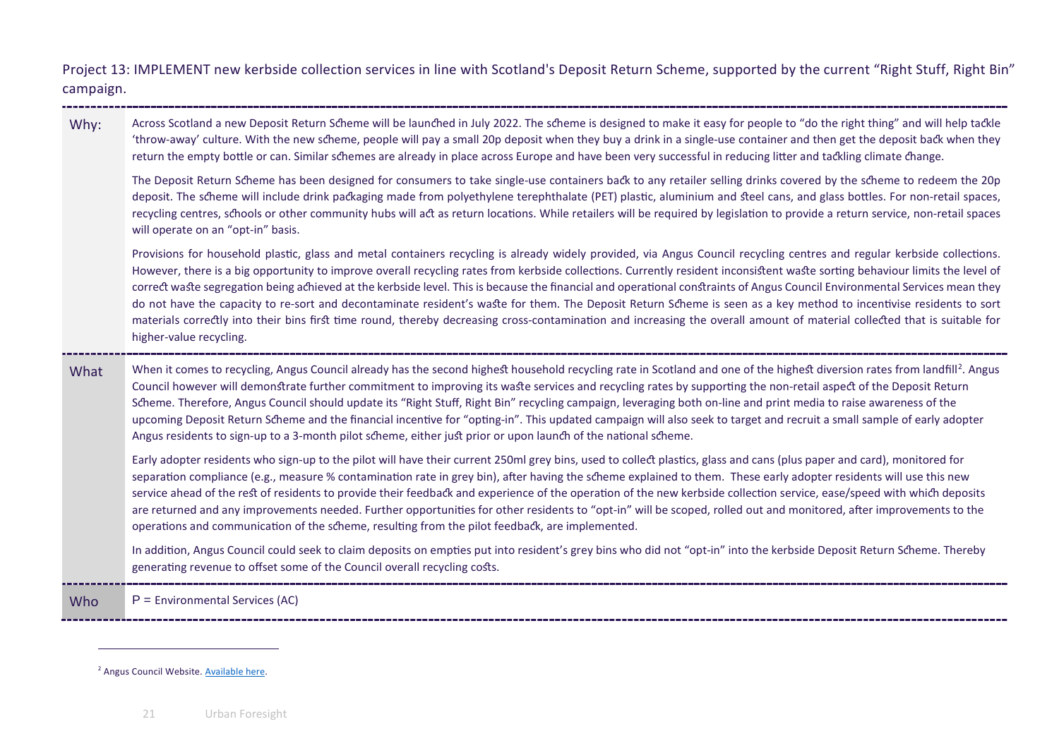Project 13: IMPLEMENT new kerbside collection services in line with Scotland's Deposit Return Scheme, supported by the current "Right Stuff, Right Bin" campaign.

**Why:**

Across Scotland a new Deposit Return Scheme will be launched in July 2022. The scheme is designed to make it easy for people to "do the right thing" and will help tackle 'throw-away' culture. With the new scheme, people will pay a small 20p deposit when they buy a drink in a single-use container and then get the deposit back when they return the empty bottle or can. Similar schemes are already in place across Europe and have been very successful in reducing litter and tackling climate change.

The Deposit Return Scheme has been designed for consumers to take single-use containers back to any retailer selling drinks covered by the scheme to redeem the 20p deposit. The scheme will include drink packaging made from polyethylene terephthalate (PET) plastic, aluminium and steel cans, and glass bottles. For non-retail spaces, recycling centres, schools or other community hubs will act as return locations. While retailers will be required by legislation to provide a return service, non-retail spaces will operate on an "opt-in" basis.

Provisions for household plastic, glass and metal containers recycling is already widely provided, via Angus Council recycling centres and regular kerbside collections. However, there is a big opportunity to improve overall recycling rates from kerbside collections. Currently resident inconsistent waste sorting behaviour limits the level of correct waste segregation being achieved at the kerbside level. This is because the financial and operational constraints of Angus Council Environmental Services mean they do not have the capacity to re-sort and decontaminate resident's waste for them. The Deposit Return Scheme is seen as a key method to incentivise residents to sort materials correctly into their bins first time round, thereby decreasing cross-contamination and increasing the overall amount of material collected that is suitable for higher-value recycling.

**What**

When it comes to recycling, Angus Council already has the second highest household recycling rate in Scotland and one of the highest diversion rates from landfill[2]. Angus Council however will demonstrate further commitment to improving its waste services and recycling rates by supporting the non-retail aspect of the Deposit Return Scheme. Therefore, Angus Council should update its "Right Stuff, Right Bin" recycling campaign, leveraging both on-line and print media to raise awareness of the upcoming Deposit Return Scheme and the financial incentive for "opting-in". This updated campaign will also seek to target and recruit a small sample of early adopter Angus residents to sign-up to a 3-month pilot scheme, either just prior or upon launch of the national scheme.

Early adopter residents who sign-up to the pilot will have their current 250ml grey bins, used to collect plastics, glass and cans (plus paper and card), monitored for separation compliance (e.g., measure % contamination rate in grey bin), after having the scheme explained to them. These early adopter residents will use this new service ahead of the rest of residents to provide their feedback and experience of the operation of the new kerbside collection service, ease/speed with which deposits are returned and any improvements needed. Further opportunities for other residents to "opt-in" will be scoped, rolled out and monitored, after improvements to the operations and communication of the scheme, resulting from the pilot feedback, are implemented.

In addition, Angus Council could seek to claim deposits on empties put into resident's grey bins who did not "opt-in" into the kerbside Deposit Return Scheme. Thereby generating revenue to offset some of the Council overall recycling costs.

**Who**

P = Environmental Services (AC)

---

[2] Angus Council Website. Available here.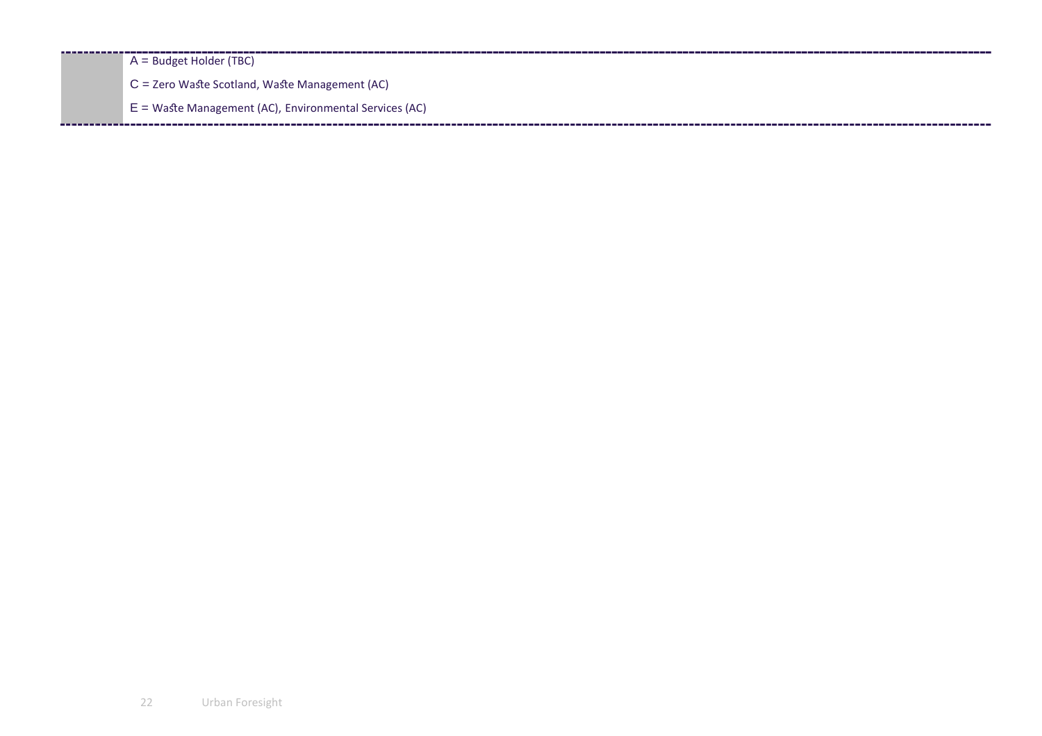| | |
|---|---|
| | A = Budget Holder (TBC)<br>C = Zero Waste Scotland, Waste Management (AC)<br>E = Waste Management (AC), Environmental Services (AC) |